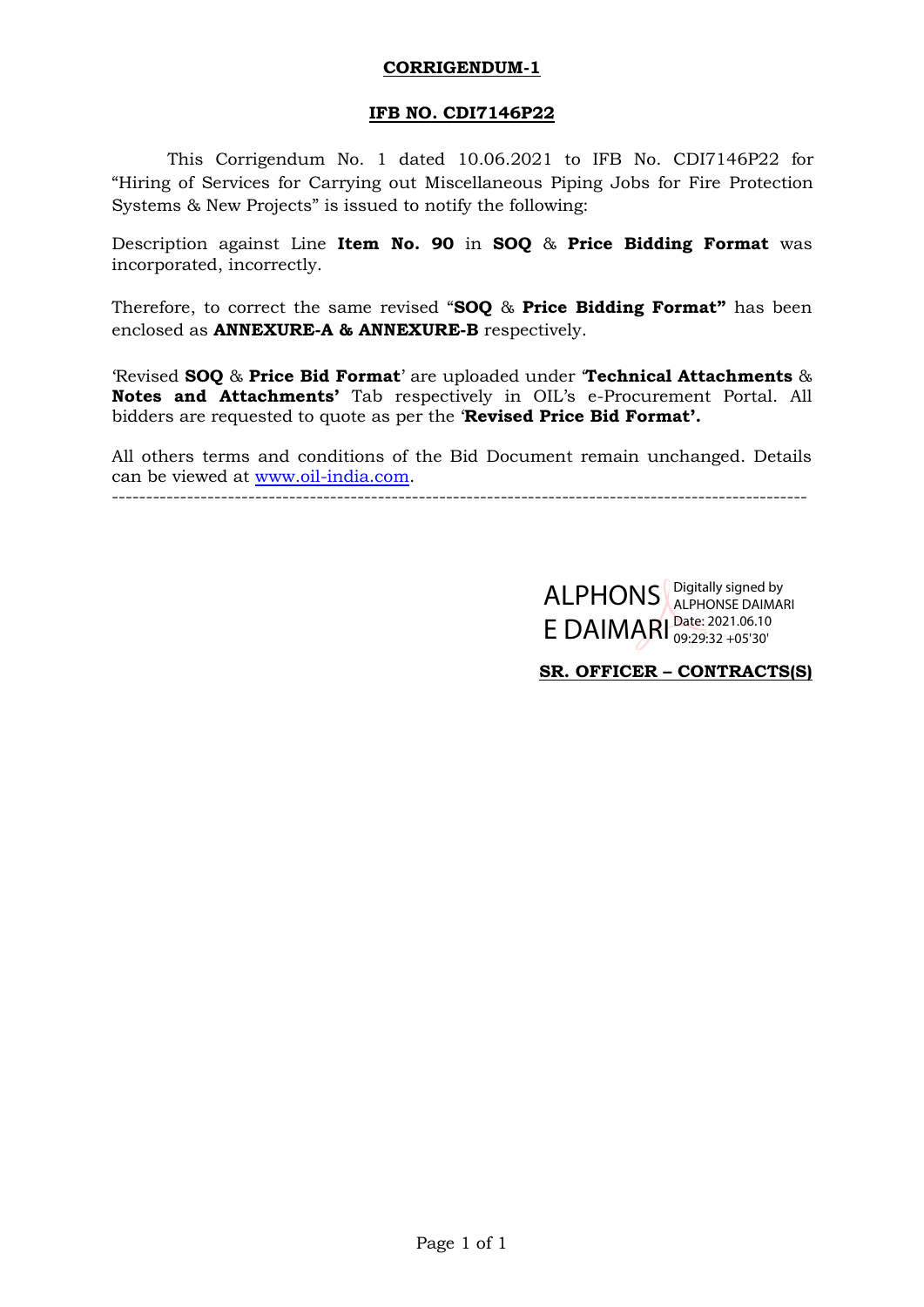# CORRIGENDUM-1

## IFB NO. CDI7146P22

This Corrigendum No. 1 dated 10.06.2021 to IFB No. CDI7146P22 for "Hiring of Services for Carrying out Miscellaneous Piping Jobs for Fire Protection Systems & New Projects" is issued to notify the following:

Description against Line **Item No. 90** in **SOQ** & **Price Bidding Format** was incorporated, incorrectly.

Therefore, to correct the same revised "**SOQ** & **Price Bidding Format"** has been enclosed as **ANNEXURE-A & ANNEXURE-B** respectively.

'Revised **SOQ** & **Price Bid Format**' are uploaded under '**Technical Attachments** & **Notes and Attachments'** Tab respectively in OIL's e-Procurement Portal. All bidders are requested to quote as per the '**Revised Price Bid Format'.**

All others terms and conditions of the Bid Document remain unchanged. Details can be viewed at www.oil-india.com.

---

ALPHONSE DAIMARI
Digitally signed by ALPHONSE DAIMARI
Date: 2021.06.10 09:29:32 +05'30'

**SR. OFFICER – CONTRACTS(S)**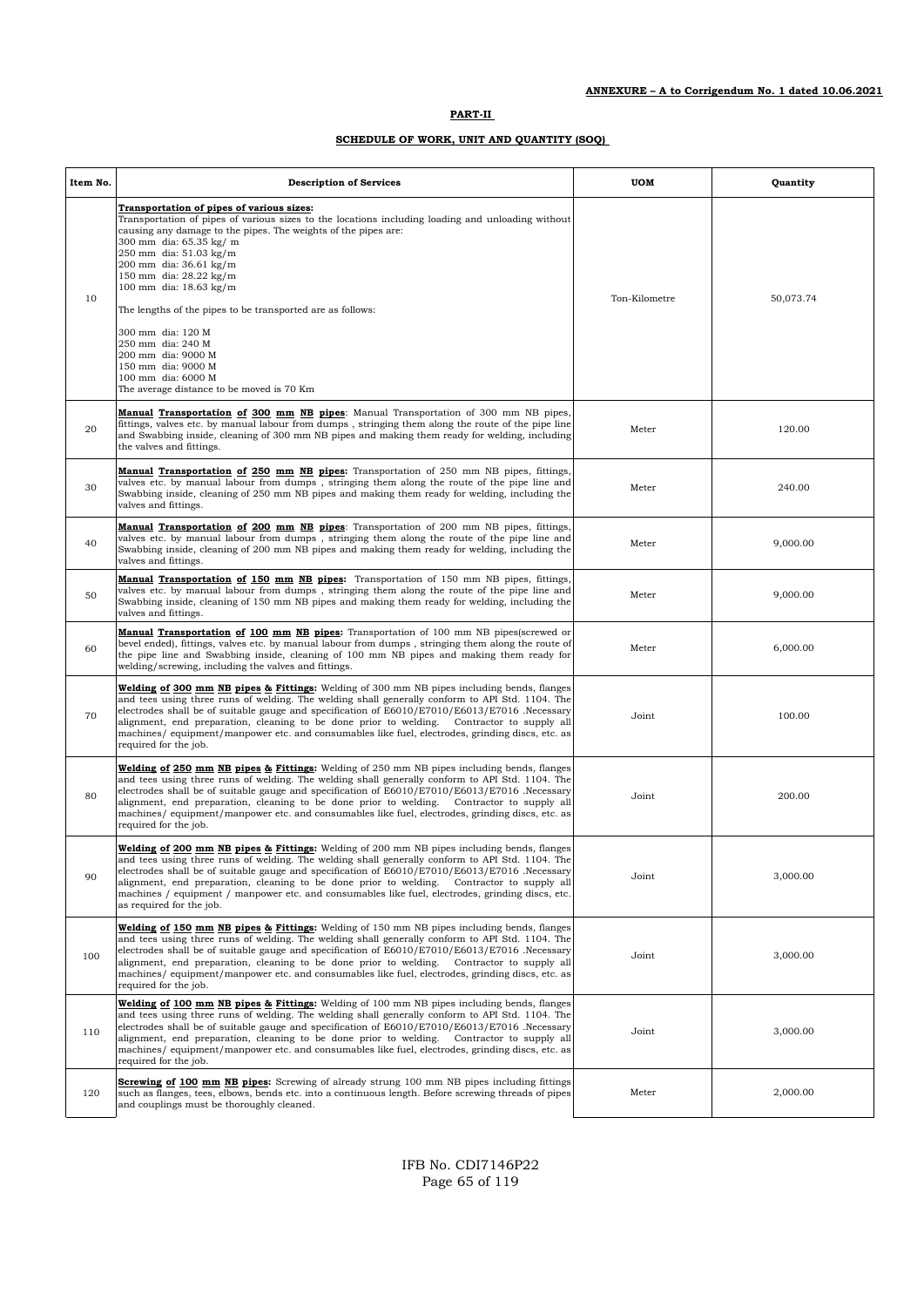**ANNEXURE – A to Corrigendum No. 1 dated 10.06.2021**

## PART-II

### SCHEDULE OF WORK, UNIT AND QUANTITY (SOQ)

| Item No. | Description of Services | UOM | Quantity |
|---|---|---|---|
| 10 | **Transportation of pipes of various sizes:** Transportation of pipes of various sizes to the locations including loading and unloading without causing any damage to the pipes. The weights of the pipes are:<br>300 mm dia: 65.35 kg/ m<br>250 mm dia: 51.03 kg/m<br>200 mm dia: 36.61 kg/m<br>150 mm dia: 28.22 kg/m<br>100 mm dia: 18.63 kg/m<br><br>The lengths of the pipes to be transported are as follows:<br><br>300 mm dia: 120 M<br>250 mm dia: 240 M<br>200 mm dia: 9000 M<br>150 mm dia: 9000 M<br>100 mm dia: 6000 M<br>The average distance to be moved is 70 Km | Ton-Kilometre | 50,073.74 |
| 20 | **Manual Transportation of 300 mm NB pipes**: Manual Transportation of 300 mm NB pipes, fittings, valves etc. by manual labour from dumps , stringing them along the route of the pipe line and Swabbing inside, cleaning of 300 mm NB pipes and making them ready for welding, including the valves and fittings. | Meter | 120.00 |
| 30 | **Manual Transportation of 250 mm NB pipes:** Transportation of 250 mm NB pipes, fittings, valves etc. by manual labour from dumps , stringing them along the route of the pipe line and Swabbing inside, cleaning of 250 mm NB pipes and making them ready for welding, including the valves and fittings. | Meter | 240.00 |
| 40 | **Manual Transportation of 200 mm NB pipes**: Transportation of 200 mm NB pipes, fittings, valves etc. by manual labour from dumps , stringing them along the route of the pipe line and Swabbing inside, cleaning of 200 mm NB pipes and making them ready for welding, including the valves and fittings. | Meter | 9,000.00 |
| 50 | **Manual Transportation of 150 mm NB pipes:** Transportation of 150 mm NB pipes, fittings, valves etc. by manual labour from dumps , stringing them along the route of the pipe line and Swabbing inside, cleaning of 150 mm NB pipes and making them ready for welding, including the valves and fittings. | Meter | 9,000.00 |
| 60 | **Manual Transportation of 100 mm NB pipes:** Transportation of 100 mm NB pipes(screwed or bevel ended), fittings, valves etc. by manual labour from dumps , stringing them along the route of the pipe line and Swabbing inside, cleaning of 100 mm NB pipes and making them ready for welding/screwing, including the valves and fittings. | Meter | 6,000.00 |
| 70 | **Welding of 300 mm NB pipes & Fittings:** Welding of 300 mm NB pipes including bends, flanges and tees using three runs of welding. The welding shall generally conform to API Std. 1104. The electrodes shall be of suitable gauge and specification of E6010/E7010/E6013/E7016 .Necessary alignment, end preparation, cleaning to be done prior to welding. Contractor to supply all machines/ equipment/manpower etc. and consumables like fuel, electrodes, grinding discs, etc. as required for the job. | Joint | 100.00 |
| 80 | **Welding of 250 mm NB pipes & Fittings:** Welding of 250 mm NB pipes including bends, flanges and tees using three runs of welding. The welding shall generally conform to API Std. 1104. The electrodes shall be of suitable gauge and specification of E6010/E7010/E6013/E7016 .Necessary alignment, end preparation, cleaning to be done prior to welding. Contractor to supply all machines/ equipment/manpower etc. and consumables like fuel, electrodes, grinding discs, etc. as required for the job. | Joint | 200.00 |
| 90 | **Welding of 200 mm NB pipes & Fittings:** Welding of 200 mm NB pipes including bends, flanges and tees using three runs of welding. The welding shall generally conform to API Std. 1104. The electrodes shall be of suitable gauge and specification of E6010/E7010/E6013/E7016 .Necessary alignment, end preparation, cleaning to be done prior to welding. Contractor to supply all machines / equipment / manpower etc. and consumables like fuel, electrodes, grinding discs, etc. as required for the job. | Joint | 3,000.00 |
| 100 | **Welding of 150 mm NB pipes & Fittings:** Welding of 150 mm NB pipes including bends, flanges and tees using three runs of welding. The welding shall generally conform to API Std. 1104. The electrodes shall be of suitable gauge and specification of E6010/E7010/E6013/E7016 .Necessary alignment, end preparation, cleaning to be done prior to welding. Contractor to supply all machines/ equipment/manpower etc. and consumables like fuel, electrodes, grinding discs, etc. as required for the job. | Joint | 3,000.00 |
| 110 | **Welding of 100 mm NB pipes & Fittings:** Welding of 100 mm NB pipes including bends, flanges and tees using three runs of welding. The welding shall generally conform to API Std. 1104. The electrodes shall be of suitable gauge and specification of E6010/E7010/E6013/E7016 .Necessary alignment, end preparation, cleaning to be done prior to welding. Contractor to supply all machines/ equipment/manpower etc. and consumables like fuel, electrodes, grinding discs, etc. as required for the job. | Joint | 3,000.00 |
| 120 | **Screwing of 100 mm NB pipes:** Screwing of already strung 100 mm NB pipes including fittings such as flanges, tees, elbows, bends etc. into a continuous length. Before screwing threads of pipes and couplings must be thoroughly cleaned. | Meter | 2,000.00 |

IFB No. CDI7146P22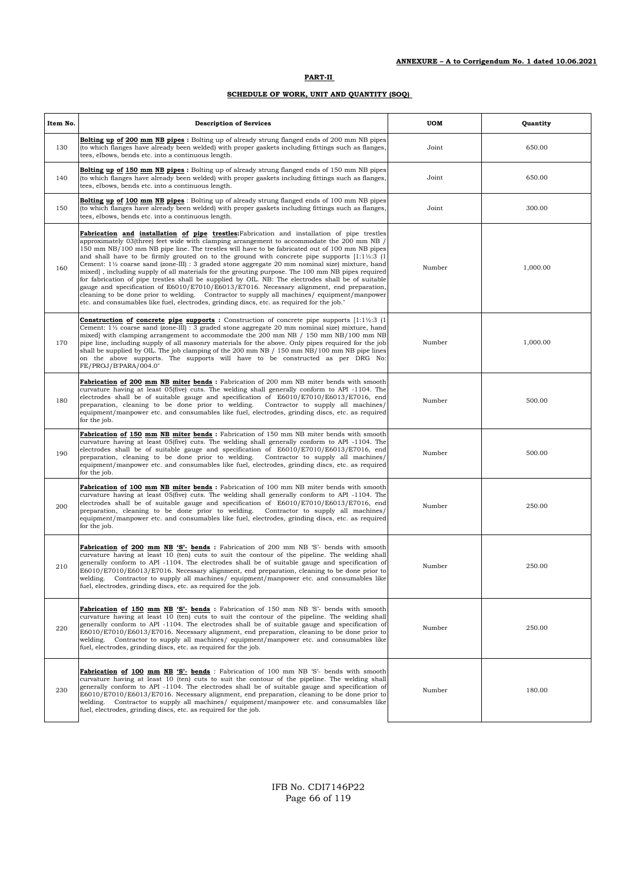**ANNEXURE – A to Corrigendum No. 1 dated 10.06.2021**

**PART-II**

**SCHEDULE OF WORK, UNIT AND QUANTITY (SOQ)**

| Item No. | Description of Services | UOM | Quantity |
|---|---|---|---|
| 130 | **Bolting up of 200 mm NB pipes :** Bolting up of already strung flanged ends of 200 mm NB pipes (to which flanges have already been welded) with proper gaskets including fittings such as flanges, tees, elbows, bends etc. into a continuous length. | Joint | 650.00 |
| 140 | **Bolting up of 150 mm NB pipes :** Bolting up of already strung flanged ends of 150 mm NB pipes (to which flanges have already been welded) with proper gaskets including fittings such as flanges, tees, elbows, bends etc. into a continuous length. | Joint | 650.00 |
| 150 | **Bolting up of 100 mm NB pipes** : Bolting up of already strung flanged ends of 100 mm NB pipes (to which flanges have already been welded) with proper gaskets including fittings such as flanges, tees, elbows, bends etc. into a continuous length. | Joint | 300.00 |
| 160 | **Fabrication and installation of pipe trestles:**Fabrication and installation of pipe trestles approximately 03(three) feet wide with clamping arrangement to accommodate the 200 mm NB / 150 mm NB/100 mm NB pipe line. The trestles will have to be fabricated out of 100 mm NB pipes and shall have to be firmly grouted on to the ground with concrete pipe supports [1:1½:3 (1 Cement: 1½ coarse sand (zone-III) : 3 graded stone aggregate 20 mm nominal size) mixture, hand mixed] , including supply of all materials for the grouting purpose. The 100 mm NB pipes required for fabrication of pipe trestles shall be supplied by OIL. NB: The electrodes shall be of suitable gauge and specification of E6010/E7010/E6013/E7016. Necessary alignment, end preparation, cleaning to be done prior to welding. Contractor to supply all machines/ equipment/manpower etc. and consumables like fuel, electrodes, grinding discs, etc. as required for the job." | Number | 1,000.00 |
| 170 | **Construction of concrete pipe supports :** Construction of concrete pipe supports [1:1½:3 (1 Cement: 1½ coarse sand (zone-III) : 3 graded stone aggregate 20 mm nominal size) mixture, hand mixed] with clamping arrangement to accommodate the 200 mm NB / 150 mm NB/100 mm NB pipe line, including supply of all masonry materials for the above. Only pipes required for the job shall be supplied by OIL. The job clamping of the 200 mm NB / 150 mm NB/100 mm NB pipe lines on the above supports. The supports will have to be constructed as per DRG No: FE/PROJ/B'PARA/004.0" | Number | 1,000.00 |
| 180 | **Fabrication of 200 mm NB miter bends :** Fabrication of 200 mm NB miter bends with smooth curvature having at least 05(five) cuts. The welding shall generally conform to API -1104. The electrodes shall be of suitable gauge and specification of E6010/E7010/E6013/E7016, end preparation, cleaning to be done prior to welding. Contractor to supply all machines/ equipment/manpower etc. and consumables like fuel, electrodes, grinding discs, etc. as required for the job. | Number | 500.00 |
| 190 | **Fabrication of 150 mm NB miter bends :** Fabrication of 150 mm NB miter bends with smooth curvature having at least 05(five) cuts. The welding shall generally conform to API -1104. The electrodes shall be of suitable gauge and specification of E6010/E7010/E6013/E7016, end preparation, cleaning to be done prior to welding. Contractor to supply all machines/ equipment/manpower etc. and consumables like fuel, electrodes, grinding discs, etc. as required for the job. | Number | 500.00 |
| 200 | **Fabrication of 100 mm NB miter bends :** Fabrication of 100 mm NB miter bends with smooth curvature having at least 05(five) cuts. The welding shall generally conform to API -1104. The electrodes shall be of suitable gauge and specification of E6010/E7010/E6013/E7016, end preparation, cleaning to be done prior to welding. Contractor to supply all machines/ equipment/manpower etc. and consumables like fuel, electrodes, grinding discs, etc. as required for the job. | Number | 250.00 |
| 210 | **Fabrication of 200 mm NB 'S'- bends :** Fabrication of 200 mm NB 'S'- bends with smooth curvature having at least 10 (ten) cuts to suit the contour of the pipeline. The welding shall generally conform to API -1104. The electrodes shall be of suitable gauge and specification of E6010/E7010/E6013/E7016. Necessary alignment, end preparation, cleaning to be done prior to welding. Contractor to supply all machines/ equipment/manpower etc. and consumables like fuel, electrodes, grinding discs, etc. as required for the job. | Number | 250.00 |
| 220 | **Fabrication of 150 mm NB 'S'- bends :** Fabrication of 150 mm NB 'S'- bends with smooth curvature having at least 10 (ten) cuts to suit the contour of the pipeline. The welding shall generally conform to API -1104. The electrodes shall be of suitable gauge and specification of E6010/E7010/E6013/E7016. Necessary alignment, end preparation, cleaning to be done prior to welding. Contractor to supply all machines/ equipment/manpower etc. and consumables like fuel, electrodes, grinding discs, etc. as required for the job. | Number | 250.00 |
| 230 | **Fabrication of 100 mm NB 'S'- bends** : Fabrication of 100 mm NB 'S'- bends with smooth curvature having at least 10 (ten) cuts to suit the contour of the pipeline. The welding shall generally conform to API -1104. The electrodes shall be of suitable gauge and specification of E6010/E7010/E6013/E7016. Necessary alignment, end preparation, cleaning to be done prior to welding. Contractor to supply all machines/ equipment/manpower etc. and consumables like fuel, electrodes, grinding discs, etc. as required for the job. | Number | 180.00 |

IFB No. CDI7146P22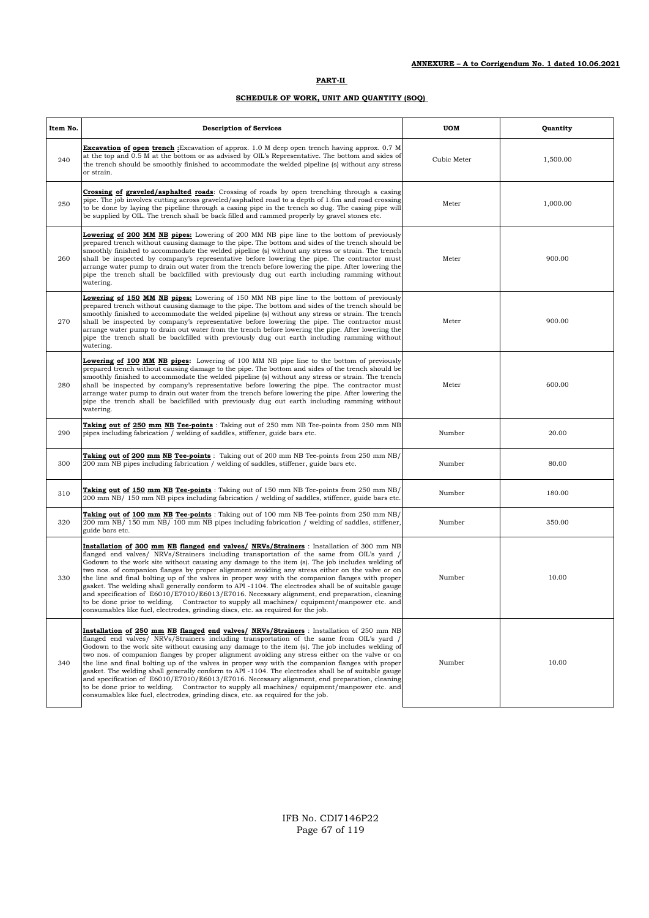**ANNEXURE – A to Corrigendum No. 1 dated 10.06.2021**

## PART-II

### SCHEDULE OF WORK, UNIT AND QUANTITY (SOQ)

| Item No. | Description of Services | UOM | Quantity |
|---|---|---|---|
| 240 | **Excavation of open trench :**Excavation of approx. 1.0 M deep open trench having approx. 0.7 M at the top and 0.5 M at the bottom or as advised by OIL's Representative. The bottom and sides of the trench should be smoothly finished to accommodate the welded pipeline (s) without any stress or strain. | Cubic Meter | 1,500.00 |
| 250 | **Crossing of graveled/asphalted roads**: Crossing of roads by open trenching through a casing pipe. The job involves cutting across graveled/asphalted road to a depth of 1.6m and road crossing to be done by laying the pipeline through a casing pipe in the trench so dug. The casing pipe will be supplied by OIL. The trench shall be back filled and rammed properly by gravel stones etc. | Meter | 1,000.00 |
| 260 | **Lowering of 200 MM NB pipes:** Lowering of 200 MM NB pipe line to the bottom of previously prepared trench without causing damage to the pipe. The bottom and sides of the trench should be smoothly finished to accommodate the welded pipeline (s) without any stress or strain. The trench shall be inspected by company's representative before lowering the pipe. The contractor must arrange water pump to drain out water from the trench before lowering the pipe. After lowering the pipe the trench shall be backfilled with previously dug out earth including ramming without watering. | Meter | 900.00 |
| 270 | **Lowering of 150 MM NB pipes:** Lowering of 150 MM NB pipe line to the bottom of previously prepared trench without causing damage to the pipe. The bottom and sides of the trench should be smoothly finished to accommodate the welded pipeline (s) without any stress or strain. The trench shall be inspected by company's representative before lowering the pipe. The contractor must arrange water pump to drain out water from the trench before lowering the pipe. After lowering the pipe the trench shall be backfilled with previously dug out earth including ramming without watering. | Meter | 900.00 |
| 280 | **Lowering of 100 MM NB pipes:** Lowering of 100 MM NB pipe line to the bottom of previously prepared trench without causing damage to the pipe. The bottom and sides of the trench should be smoothly finished to accommodate the welded pipeline (s) without any stress or strain. The trench shall be inspected by company's representative before lowering the pipe. The contractor must arrange water pump to drain out water from the trench before lowering the pipe. After lowering the pipe the trench shall be backfilled with previously dug out earth including ramming without watering. | Meter | 600.00 |
| 290 | **Taking out of 250 mm NB Tee-points** : Taking out of 250 mm NB Tee-points from 250 mm NB pipes including fabrication / welding of saddles, stiffener, guide bars etc. | Number | 20.00 |
| 300 | **Taking out of 200 mm NB Tee-points** : Taking out of 200 mm NB Tee-points from 250 mm NB/ 200 mm NB pipes including fabrication / welding of saddles, stiffener, guide bars etc. | Number | 80.00 |
| 310 | **Taking out of 150 mm NB Tee-points** : Taking out of 150 mm NB Tee-points from 250 mm NB/ 200 mm NB/ 150 mm NB pipes including fabrication / welding of saddles, stiffener, guide bars etc. | Number | 180.00 |
| 320 | **Taking out of 100 mm NB Tee-points** : Taking out of 100 mm NB Tee-points from 250 mm NB/ 200 mm NB/ 150 mm NB/ 100 mm NB pipes including fabrication / welding of saddles, stiffener, guide bars etc. | Number | 350.00 |
| 330 | **Installation of 300 mm NB flanged end valves/ NRVs/Strainers** : Installation of 300 mm NB flanged end valves/ NRVs/Strainers including transportation of the same from OIL's yard / Godown to the work site without causing any damage to the item (s). The job includes welding of two nos. of companion flanges by proper alignment avoiding any stress either on the valve or on the line and final bolting up of the valves in proper way with the companion flanges with proper gasket. The welding shall generally conform to API -1104. The electrodes shall be of suitable gauge and specification of E6010/E7010/E6013/E7016. Necessary alignment, end preparation, cleaning to be done prior to welding. Contractor to supply all machines/ equipment/manpower etc. and consumables like fuel, electrodes, grinding discs, etc. as required for the job. | Number | 10.00 |
| 340 | **Installation of 250 mm NB flanged end valves/ NRVs/Strainers** : Installation of 250 mm NB flanged end valves/ NRVs/Strainers including transportation of the same from OIL's yard / Godown to the work site without causing any damage to the item (s). The job includes welding of two nos. of companion flanges by proper alignment avoiding any stress either on the valve or on the line and final bolting up of the valves in proper way with the companion flanges with proper gasket. The welding shall generally conform to API -1104. The electrodes shall be of suitable gauge and specification of E6010/E7010/E6013/E7016. Necessary alignment, end preparation, cleaning to be done prior to welding. Contractor to supply all machines/ equipment/manpower etc. and consumables like fuel, electrodes, grinding discs, etc. as required for the job. | Number | 10.00 |

IFB No. CDI7146P22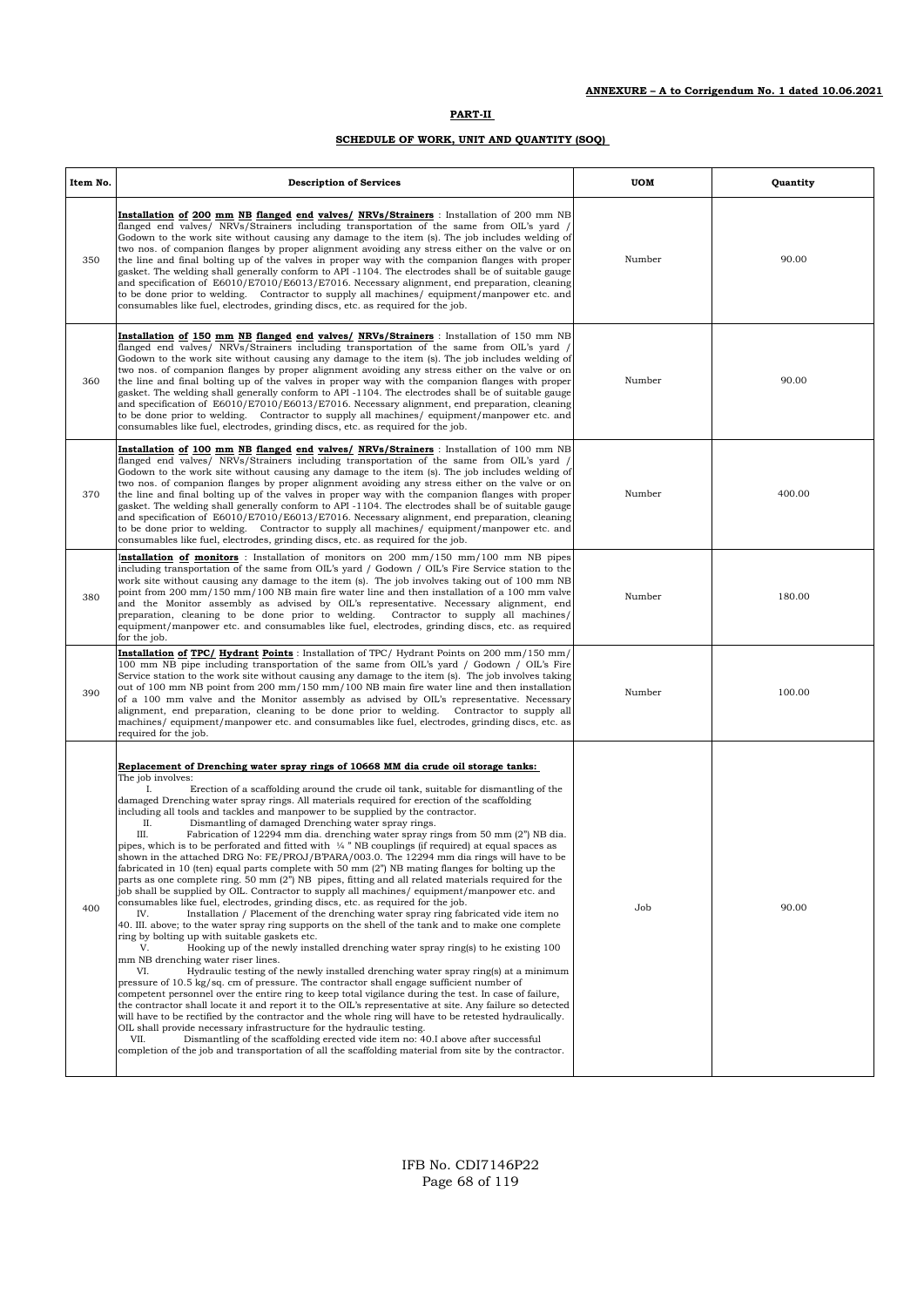**ANNEXURE – A to Corrigendum No. 1 dated 10.06.2021**

**PART-II**

**SCHEDULE OF WORK, UNIT AND QUANTITY (SOQ)**

| Item No. | Description of Services | UOM | Quantity |
|---|---|---|---|
| 350 | **Installation of 200 mm NB flanged end valves/ NRVs/Strainers** : Installation of 200 mm NB flanged end valves/ NRVs/Strainers including transportation of the same from OIL's yard / Godown to the work site without causing any damage to the item (s). The job includes welding of two nos. of companion flanges by proper alignment avoiding any stress either on the valve or on the line and final bolting up of the valves in proper way with the companion flanges with proper gasket. The welding shall generally conform to API -1104. The electrodes shall be of suitable gauge and specification of E6010/E7010/E6013/E7016. Necessary alignment, end preparation, cleaning to be done prior to welding. Contractor to supply all machines/ equipment/manpower etc. and consumables like fuel, electrodes, grinding discs, etc. as required for the job. | Number | 90.00 |
| 360 | **Installation of 150 mm NB flanged end valves/ NRVs/Strainers** : Installation of 150 mm NB flanged end valves/ NRVs/Strainers including transportation of the same from OIL's yard / Godown to the work site without causing any damage to the item (s). The job includes welding of two nos. of companion flanges by proper alignment avoiding any stress either on the valve or on the line and final bolting up of the valves in proper way with the companion flanges with proper gasket. The welding shall generally conform to API -1104. The electrodes shall be of suitable gauge and specification of E6010/E7010/E6013/E7016. Necessary alignment, end preparation, cleaning to be done prior to welding. Contractor to supply all machines/ equipment/manpower etc. and consumables like fuel, electrodes, grinding discs, etc. as required for the job. | Number | 90.00 |
| 370 | **Installation of 100 mm NB flanged end valves/ NRVs/Strainers** : Installation of 100 mm NB flanged end valves/ NRVs/Strainers including transportation of the same from OIL's yard / Godown to the work site without causing any damage to the item (s). The job includes welding of two nos. of companion flanges by proper alignment avoiding any stress either on the valve or on the line and final bolting up of the valves in proper way with the companion flanges with proper gasket. The welding shall generally conform to API -1104. The electrodes shall be of suitable gauge and specification of E6010/E7010/E6013/E7016. Necessary alignment, end preparation, cleaning to be done prior to welding. Contractor to supply all machines/ equipment/manpower etc. and consumables like fuel, electrodes, grinding discs, etc. as required for the job. | Number | 400.00 |
| 380 | **Installation of monitors** : Installation of monitors on 200 mm/150 mm/100 mm NB pipes including transportation of the same from OIL's yard / Godown / OIL's Fire Service station to the work site without causing any damage to the item (s). The job involves taking out of 100 mm NB point from 200 mm/150 mm/100 NB main fire water line and then installation of a 100 mm valve and the Monitor assembly as advised by OIL's representative. Necessary alignment, end preparation, cleaning to be done prior to welding. Contractor to supply all machines/ equipment/manpower etc. and consumables like fuel, electrodes, grinding discs, etc. as required for the job. | Number | 180.00 |
| 390 | **Installation of TPC/ Hydrant Points** : Installation of TPC/ Hydrant Points on 200 mm/150 mm/ 100 mm NB pipe including transportation of the same from OIL's yard / Godown / OIL's Fire Service station to the work site without causing any damage to the item (s). The job involves taking out of 100 mm NB point from 200 mm/150 mm/100 NB main fire water line and then installation of a 100 mm valve and the Monitor assembly as advised by OIL's representative. Necessary alignment, end preparation, cleaning to be done prior to welding. Contractor to supply all machines/ equipment/manpower etc. and consumables like fuel, electrodes, grinding discs, etc. as required for the job. | Number | 100.00 |
| 400 | **Replacement of Drenching water spray rings of 10668 MM dia crude oil storage tanks:**<br>The job involves:<br>I. Erection of a scaffolding around the crude oil tank, suitable for dismantling of the damaged Drenching water spray rings. All materials required for erection of the scaffolding including all tools and tackles and manpower to be supplied by the contractor.<br>II. Dismantling of damaged Drenching water spray rings.<br>III. Fabrication of 12294 mm dia. drenching water spray rings from 50 mm (2") NB dia. pipes, which is to be perforated and fitted with ¼ " NB couplings (if required) at equal spaces as shown in the attached DRG No: FE/PROJ/B'PARA/003.0. The 12294 mm dia rings will have to be fabricated in 10 (ten) equal parts complete with 50 mm (2") NB mating flanges for bolting up the parts as one complete ring. 50 mm (2") NB pipes, fitting and all related materials required for the job shall be supplied by OIL. Contractor to supply all machines/ equipment/manpower etc. and consumables like fuel, electrodes, grinding discs, etc. as required for the job.<br>IV. Installation / Placement of the drenching water spray ring fabricated vide item no 40. III. above; to the water spray ring supports on the shell of the tank and to make one complete ring by bolting up with suitable gaskets etc.<br>V. Hooking up of the newly installed drenching water spray ring(s) to he existing 100 mm NB drenching water riser lines.<br>VI. Hydraulic testing of the newly installed drenching water spray ring(s) at a minimum pressure of 10.5 kg/sq. cm of pressure. The contractor shall engage sufficient number of competent personnel over the entire ring to keep total vigilance during the test. In case of failure, the contractor shall locate it and report it to the OIL's representative at site. Any failure so detected will have to be rectified by the contractor and the whole ring will have to be retested hydraulically. OIL shall provide necessary infrastructure for the hydraulic testing.<br>VII. Dismantling of the scaffolding erected vide item no: 40.I above after successful completion of the job and transportation of all the scaffolding material from site by the contractor. | Job | 90.00 |

IFB No. CDI7146P22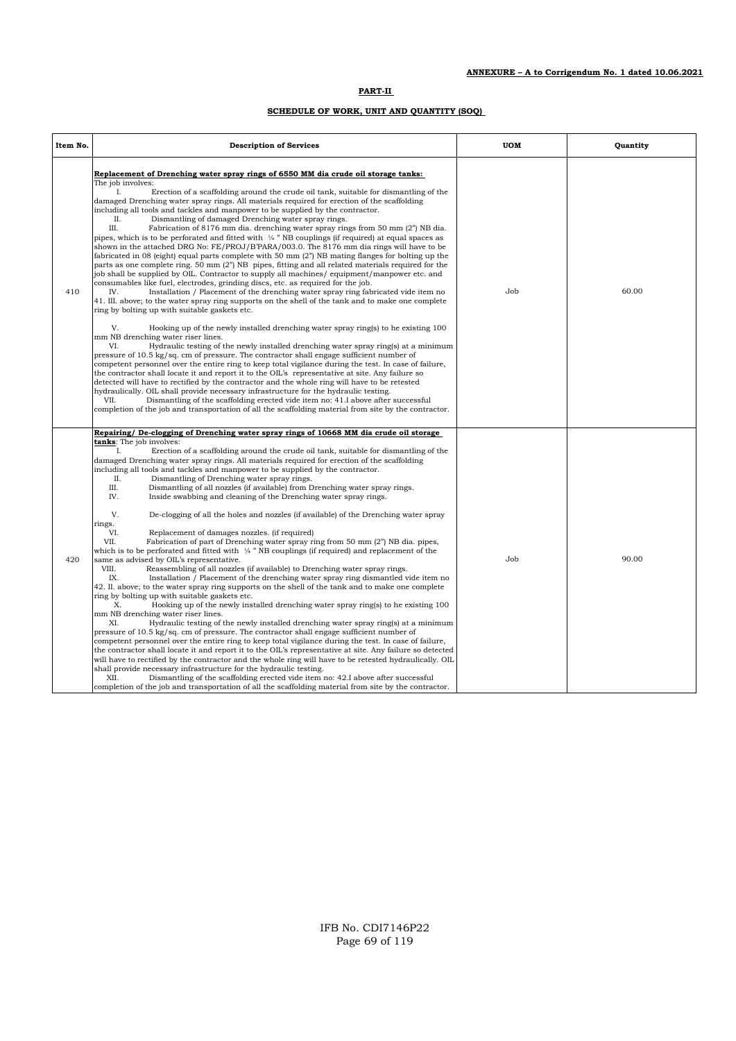**ANNEXURE – A to Corrigendum No. 1 dated 10.06.2021**

**PART-II**

**SCHEDULE OF WORK, UNIT AND QUANTITY (SOQ)**

| Item No. | Description of Services | UOM | Quantity |
|---|---|---|---|
| 410 | **Replacement of Drenching water spray rings of 6550 MM dia crude oil storage tanks:**<br>The job involves:<br>I. Erection of a scaffolding around the crude oil tank, suitable for dismantling of the damaged Drenching water spray rings. All materials required for erection of the scaffolding including all tools and tackles and manpower to be supplied by the contractor.<br>II. Dismantling of damaged Drenching water spray rings.<br>III. Fabrication of 8176 mm dia. drenching water spray rings from 50 mm (2") NB dia. pipes, which is to be perforated and fitted with ¼ " NB couplings (if required) at equal spaces as shown in the attached DRG No: FE/PROJ/B'PARA/003.0. The 8176 mm dia rings will have to be fabricated in 08 (eight) equal parts complete with 50 mm (2") NB mating flanges for bolting up the parts as one complete ring. 50 mm (2") NB pipes, fitting and all related materials required for the job shall be supplied by OIL. Contractor to supply all machines/ equipment/manpower etc. and consumables like fuel, electrodes, grinding discs, etc. as required for the job.<br>IV. Installation / Placement of the drenching water spray ring fabricated vide item no 41. III. above; to the water spray ring supports on the shell of the tank and to make one complete ring by bolting up with suitable gaskets etc.<br>V. Hooking up of the newly installed drenching water spray ring(s) to he existing 100 mm NB drenching water riser lines.<br>VI. Hydraulic testing of the newly installed drenching water spray ring(s) at a minimum pressure of 10.5 kg/sq. cm of pressure. The contractor shall engage sufficient number of competent personnel over the entire ring to keep total vigilance during the test. In case of failure, the contractor shall locate it and report it to the OIL's representative at site. Any failure so detected will have to rectified by the contractor and the whole ring will have to be retested hydraulically. OIL shall provide necessary infrastructure for the hydraulic testing.<br>VII. Dismantling of the scaffolding erected vide item no: 41.I above after successful completion of the job and transportation of all the scaffolding material from site by the contractor. | Job | 60.00 |
| 420 | **Repairing/ De-clogging of Drenching water spray rings of 10668 MM dia crude oil storage tanks**: The job involves:<br>I. Erection of a scaffolding around the crude oil tank, suitable for dismantling of the damaged Drenching water spray rings. All materials required for erection of the scaffolding including all tools and tackles and manpower to be supplied by the contractor.<br>II. Dismantling of Drenching water spray rings.<br>III. Dismantling of all nozzles (if available) from Drenching water spray rings.<br>IV. Inside swabbing and cleaning of the Drenching water spray rings.<br>V. De-clogging of all the holes and nozzles (if available) of the Drenching water spray rings.<br>VI. Replacement of damages nozzles. (if required)<br>VII. Fabrication of part of Drenching water spray ring from 50 mm (2") NB dia. pipes, which is to be perforated and fitted with ¼ " NB couplings (if required) and replacement of the same as advised by OIL's representative.<br>VIII. Reassembling of all nozzles (if available) to Drenching water spray rings.<br>IX. Installation / Placement of the drenching water spray ring dismantled vide item no 42. II. above; to the water spray ring supports on the shell of the tank and to make one complete ring by bolting up with suitable gaskets etc.<br>X. Hooking up of the newly installed drenching water spray ring(s) to he existing 100 mm NB drenching water riser lines.<br>XI. Hydraulic testing of the newly installed drenching water spray ring(s) at a minimum pressure of 10.5 kg/sq. cm of pressure. The contractor shall engage sufficient number of competent personnel over the entire ring to keep total vigilance during the test. In case of failure, the contractor shall locate it and report it to the OIL's representative at site. Any failure so detected will have to rectified by the contractor and the whole ring will have to be retested hydraulically. OIL shall provide necessary infrastructure for the hydraulic testing.<br>XII. Dismantling of the scaffolding erected vide item no: 42.I above after successful completion of the job and transportation of all the scaffolding material from site by the contractor. | Job | 90.00 |

IFB No. CDI7146P22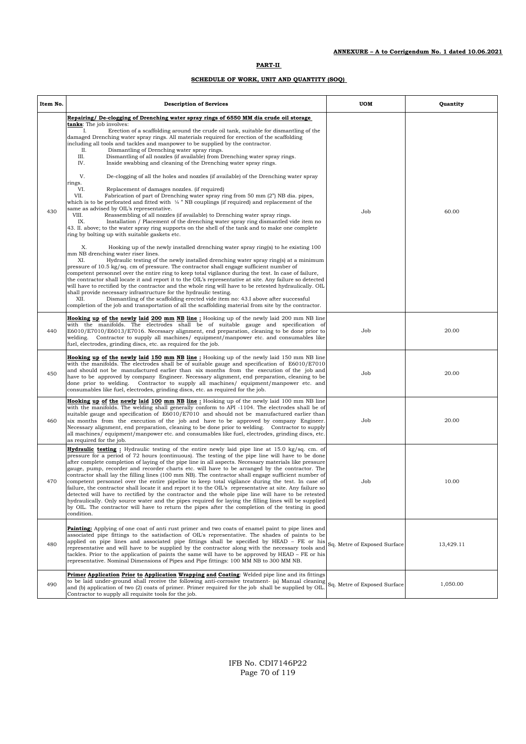**ANNEXURE – A to Corrigendum No. 1 dated 10.06.2021**

**PART-II**

**SCHEDULE OF WORK, UNIT AND QUANTITY (SOQ)**

| Item No. | Description of Services | UOM | Quantity |
|---|---|---|---|
| 430 | **Repairing/ De-clogging of Drenching water spray rings of 6550 MM dia crude oil storage tanks**: The job involves:<br>I. Erection of a scaffolding around the crude oil tank, suitable for dismantling of the damaged Drenching water spray rings. All materials required for erection of the scaffolding including all tools and tackles and manpower to be supplied by the contractor.<br>II. Dismantling of Drenching water spray rings.<br>III. Dismantling of all nozzles (if available) from Drenching water spray rings.<br>IV. Inside swabbing and cleaning of the Drenching water spray rings.<br>V. De-clogging of all the holes and nozzles (if available) of the Drenching water spray rings.<br>VI. Replacement of damages nozzles. (if required)<br>VII. Fabrication of part of Drenching water spray ring from 50 mm (2") NB dia. pipes, which is to be perforated and fitted with ¼ " NB couplings (if required) and replacement of the same as advised by OIL's representative.<br>VIII. Reassembling of all nozzles (if available) to Drenching water spray rings.<br>IX. Installation / Placement of the drenching water spray ring dismantled vide item no 43. II. above; to the water spray ring supports on the shell of the tank and to make one complete ring by bolting up with suitable gaskets etc.<br>X. Hooking up of the newly installed drenching water spray ring(s) to he existing 100 mm NB drenching water riser lines.<br>XI. Hydraulic testing of the newly installed drenching water spray ring(s) at a minimum pressure of 10.5 kg/sq. cm of pressure. The contractor shall engage sufficient number of competent personnel over the entire ring to keep total vigilance during the test. In case of failure, the contractor shall locate it and report it to the OIL's representative at site. Any failure so detected will have to rectified by the contractor and the whole ring will have to be retested hydraulically. OIL shall provide necessary infrastructure for the hydraulic testing.<br>XII. Dismantling of the scaffolding erected vide item no: 43.I above after successful completion of the job and transportation of all the scaffolding material from site by the contractor. | Job | 60.00 |
| 440 | **Hooking up of the newly laid 200 mm NB line :** Hooking up of the newly laid 200 mm NB line with the manifolds. The electrodes shall be of suitable gauge and specification of E6010/E7010/E6013/E7016. Necessary alignment, end preparation, cleaning to be done prior to welding. Contractor to supply all machines/ equipment/manpower etc. and consumables like fuel, electrodes, grinding discs, etc. as required for the job. | Job | 20.00 |
| 450 | **Hooking up of the newly laid 150 mm NB line :** Hooking up of the newly laid 150 mm NB line with the manifolds. The electrodes shall be of suitable gauge and specification of E6010/E7010 and should not be manufactured earlier than six months from the execution of the job and have to be approved by company Engineer. Necessary alignment, end preparation, cleaning to be done prior to welding. Contractor to supply all machines/ equipment/manpower etc. and consumables like fuel, electrodes, grinding discs, etc. as required for the job. | Job | 20.00 |
| 460 | **Hooking up of the newly laid 100 mm NB line :** Hooking up of the newly laid 100 mm NB line with the manifolds. The welding shall generally conform to API -1104. The electrodes shall be of suitable gauge and specification of E6010/E7010 and should not be manufactured earlier than six months from the execution of the job and have to be approved by company Engineer. Necessary alignment, end preparation, cleaning to be done prior to welding. Contractor to supply all machines/ equipment/manpower etc. and consumables like fuel, electrodes, grinding discs, etc. as required for the job. | Job | 20.00 |
| 470 | **Hydraulic testing :** Hydraulic testing of the entire newly laid pipe line at 15.0 kg/sq. cm. of pressure for a period of 72 hours (continuous). The testing of the pipe line will have to be done after complete completion of laying of the pipe line in all aspects. Necessary materials like pressure gauge, pump, recorder and recorder charts etc. will have to be arranged by the contractor. The contractor shall lay the filling lines (100 mm NB). The contractor shall engage sufficient number of competent personnel over the entire pipeline to keep total vigilance during the test. In case of failure, the contractor shall locate it and report it to the OIL's representative at site. Any failure so detected will have to rectified by the contractor and the whole pipe line will have to be retested hydraulically. Only source water and the pipes required for laying the filling lines will be supplied by OIL. The contractor will have to return the pipes after the completion of the testing in good condition. | Job | 10.00 |
| 480 | **Painting:** Applying of one coat of anti rust primer and two coats of enamel paint to pipe lines and associated pipe fittings to the satisfaction of OIL's representative. The shades of paints to be applied on pipe lines and associated pipe fittings shall be specified by HEAD – FE or his representative and will have to be supplied by the contractor along with the necessary tools and tackles. Prior to the application of paints the same will have to be approved by HEAD – FE or his representative. Nominal Dimensions of Pipes and Pipe fittings: 100 MM NB to 300 MM NB. | Sq. Metre of Exposed Surface | 13,429.11 |
| 490 | **Primer Application Prior to Application Wrapping and Coating**: Welded pipe line and its fittings to be laid under-ground shall receive the following anti-corrosive treatment- (a) Manual cleaning and (b) application of two (2) coats of primer. Primer required for the job shall be supplied by OIL. Contractor to supply all requisite tools for the job. | Sq. Metre of Exposed Surface | 1,050.00 |

IFB No. CDI7146P22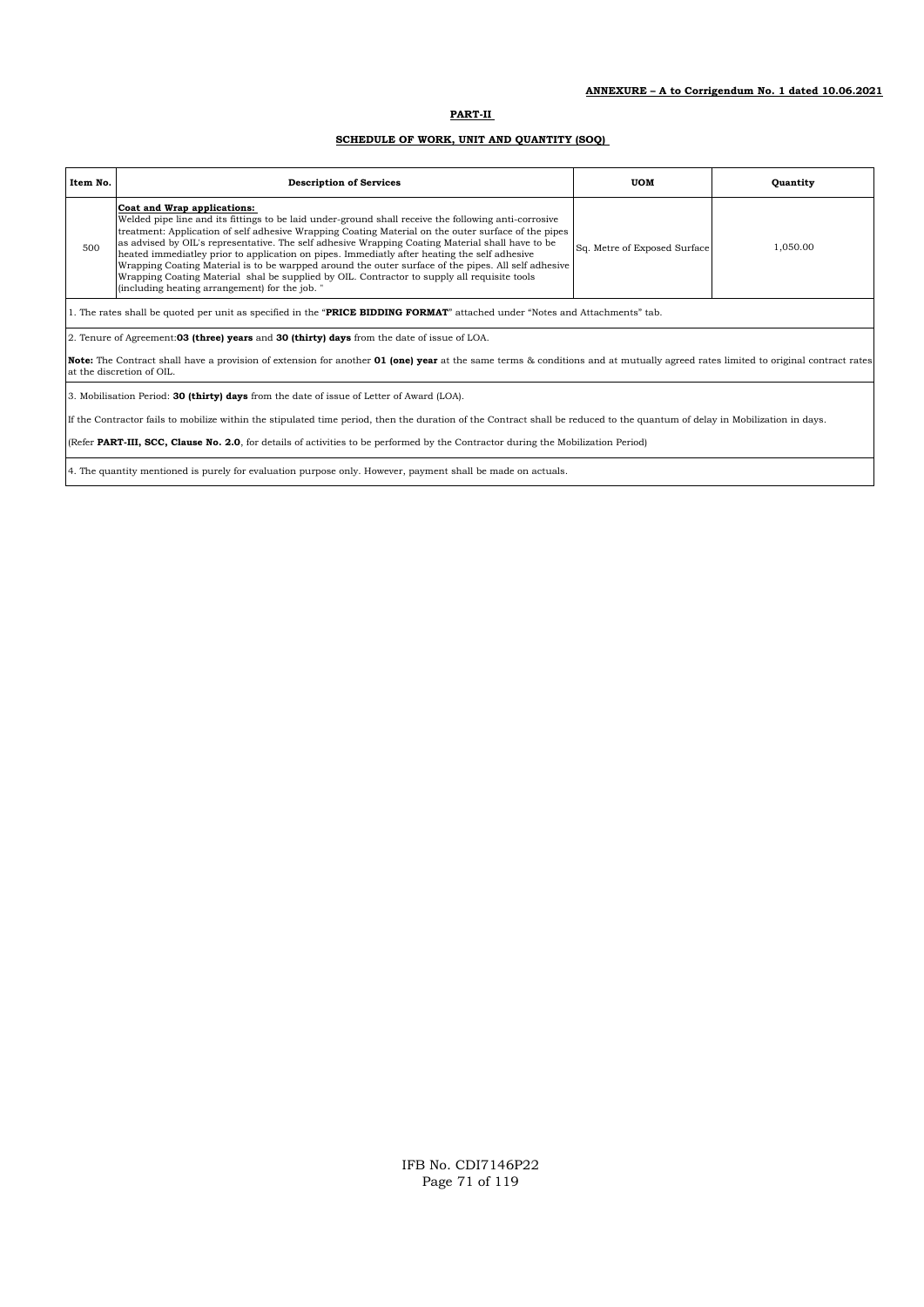**ANNEXURE – A to Corrigendum No. 1 dated 10.06.2021**

**PART-II**

**SCHEDULE OF WORK, UNIT AND QUANTITY (SOQ)**

| Item No. | Description of Services | UOM | Quantity |
|---|---|---|---|
| 500 | **Coat and Wrap applications:** Welded pipe line and its fittings to be laid under-ground shall receive the following anti-corrosive treatment: Application of self adhesive Wrapping Coating Material on the outer surface of the pipes as advised by OIL's representative. The self adhesive Wrapping Coating Material shall have to be heated immediatley prior to application on pipes. Immediatly after heating the self adhesive Wrapping Coating Material is to be warpped around the outer surface of the pipes. All self adhesive Wrapping Coating Material shal be supplied by OIL. Contractor to supply all requisite tools (including heating arrangement) for the job. " | Sq. Metre of Exposed Surface | 1,050.00 |

1. The rates shall be quoted per unit as specified in the "**PRICE BIDDING FORMAT**" attached under "Notes and Attachments" tab.

2. Tenure of Agreement:**03 (three) years** and **30 (thirty) days** from the date of issue of LOA.

**Note:** The Contract shall have a provision of extension for another **01 (one) year** at the same terms & conditions and at mutually agreed rates limited to original contract rates at the discretion of OIL.

3. Mobilisation Period: **30 (thirty) days** from the date of issue of Letter of Award (LOA).

If the Contractor fails to mobilize within the stipulated time period, then the duration of the Contract shall be reduced to the quantum of delay in Mobilization in days.

(Refer **PART-III, SCC, Clause No. 2.0**, for details of activities to be performed by the Contractor during the Mobilization Period)

4. The quantity mentioned is purely for evaluation purpose only. However, payment shall be made on actuals.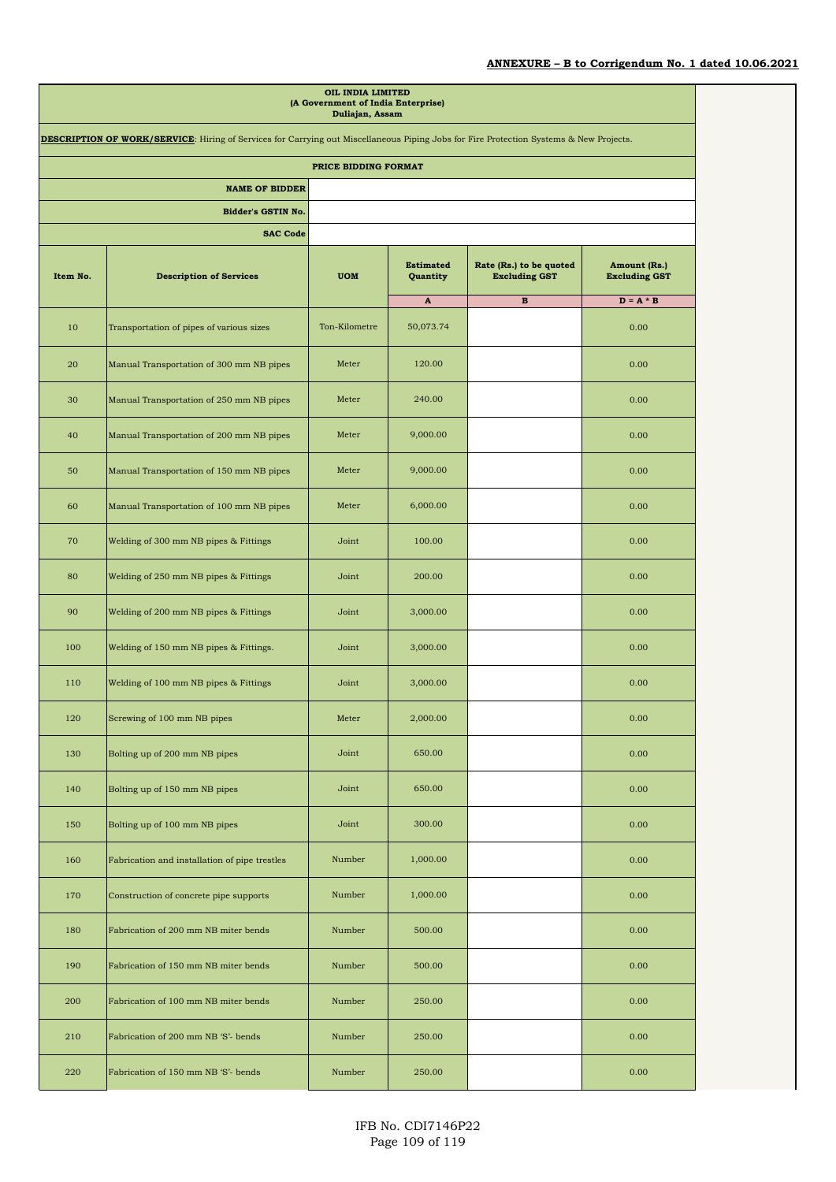**ANNEXURE – B to Corrigendum No. 1 dated 10.06.2021**

**OIL INDIA LIMITED**
**(A Government of India Enterprise)**
**Duliajan, Assam**

**DESCRIPTION OF WORK/SERVICE**: Hiring of Services for Carrying out Miscellaneous Piping Jobs for Fire Protection Systems & New Projects.

**PRICE BIDDING FORMAT**

| | |
|---|---|
| **NAME OF BIDDER** | |
| **Bidder's GSTIN No.** | |
| **SAC Code** | |

| Item No. | Description of Services | UOM | Estimated Quantity | Rate (Rs.) to be quoted Excluding GST | Amount (Rs.) Excluding GST |
|---|---|---|---|---|---|
| | | | A | B | D = A * B |
| 10 | Transportation of pipes of various sizes | Ton-Kilometre | 50,073.74 | | 0.00 |
| 20 | Manual Transportation of 300 mm NB pipes | Meter | 120.00 | | 0.00 |
| 30 | Manual Transportation of 250 mm NB pipes | Meter | 240.00 | | 0.00 |
| 40 | Manual Transportation of 200 mm NB pipes | Meter | 9,000.00 | | 0.00 |
| 50 | Manual Transportation of 150 mm NB pipes | Meter | 9,000.00 | | 0.00 |
| 60 | Manual Transportation of 100 mm NB pipes | Meter | 6,000.00 | | 0.00 |
| 70 | Welding of 300 mm NB pipes & Fittings | Joint | 100.00 | | 0.00 |
| 80 | Welding of 250 mm NB pipes & Fittings | Joint | 200.00 | | 0.00 |
| 90 | Welding of 200 mm NB pipes & Fittings | Joint | 3,000.00 | | 0.00 |
| 100 | Welding of 150 mm NB pipes & Fittings. | Joint | 3,000.00 | | 0.00 |
| 110 | Welding of 100 mm NB pipes & Fittings | Joint | 3,000.00 | | 0.00 |
| 120 | Screwing of 100 mm NB pipes | Meter | 2,000.00 | | 0.00 |
| 130 | Bolting up of 200 mm NB pipes | Joint | 650.00 | | 0.00 |
| 140 | Bolting up of 150 mm NB pipes | Joint | 650.00 | | 0.00 |
| 150 | Bolting up of 100 mm NB pipes | Joint | 300.00 | | 0.00 |
| 160 | Fabrication and installation of pipe trestles | Number | 1,000.00 | | 0.00 |
| 170 | Construction of concrete pipe supports | Number | 1,000.00 | | 0.00 |
| 180 | Fabrication of 200 mm NB miter bends | Number | 500.00 | | 0.00 |
| 190 | Fabrication of 150 mm NB miter bends | Number | 500.00 | | 0.00 |
| 200 | Fabrication of 100 mm NB miter bends | Number | 250.00 | | 0.00 |
| 210 | Fabrication of 200 mm NB 'S'- bends | Number | 250.00 | | 0.00 |
| 220 | Fabrication of 150 mm NB 'S'- bends | Number | 250.00 | | 0.00 |

IFB No. CDI7146P22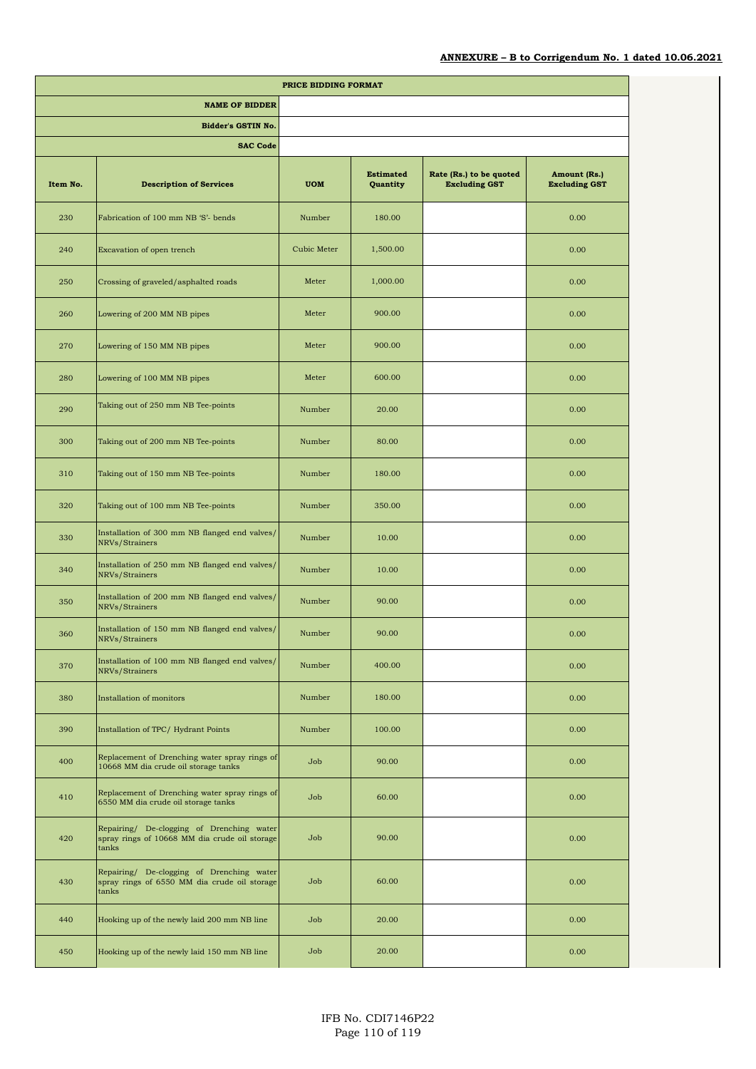**ANNEXURE – B to Corrigendum No. 1 dated 10.06.2021**

| PRICE BIDDING FORMAT | | | | | |
|---|---|---|---|---|---|
| | NAME OF BIDDER | | | | |
| | Bidder's GSTIN No. | | | | |
| | SAC Code | | | | |
| **Item No.** | **Description of Services** | **UOM** | **Estimated Quantity** | **Rate (Rs.) to be quoted Excluding GST** | **Amount (Rs.) Excluding GST** |
| 230 | Fabrication of 100 mm NB 'S'- bends | Number | 180.00 | | 0.00 |
| 240 | Excavation of open trench | Cubic Meter | 1,500.00 | | 0.00 |
| 250 | Crossing of graveled/asphalted roads | Meter | 1,000.00 | | 0.00 |
| 260 | Lowering of 200 MM NB pipes | Meter | 900.00 | | 0.00 |
| 270 | Lowering of 150 MM NB pipes | Meter | 900.00 | | 0.00 |
| 280 | Lowering of 100 MM NB pipes | Meter | 600.00 | | 0.00 |
| 290 | Taking out of 250 mm NB Tee-points | Number | 20.00 | | 0.00 |
| 300 | Taking out of 200 mm NB Tee-points | Number | 80.00 | | 0.00 |
| 310 | Taking out of 150 mm NB Tee-points | Number | 180.00 | | 0.00 |
| 320 | Taking out of 100 mm NB Tee-points | Number | 350.00 | | 0.00 |
| 330 | Installation of 300 mm NB flanged end valves/ NRVs/Strainers | Number | 10.00 | | 0.00 |
| 340 | Installation of 250 mm NB flanged end valves/ NRVs/Strainers | Number | 10.00 | | 0.00 |
| 350 | Installation of 200 mm NB flanged end valves/ NRVs/Strainers | Number | 90.00 | | 0.00 |
| 360 | Installation of 150 mm NB flanged end valves/ NRVs/Strainers | Number | 90.00 | | 0.00 |
| 370 | Installation of 100 mm NB flanged end valves/ NRVs/Strainers | Number | 400.00 | | 0.00 |
| 380 | Installation of monitors | Number | 180.00 | | 0.00 |
| 390 | Installation of TPC/ Hydrant Points | Number | 100.00 | | 0.00 |
| 400 | Replacement of Drenching water spray rings of 10668 MM dia crude oil storage tanks | Job | 90.00 | | 0.00 |
| 410 | Replacement of Drenching water spray rings of 6550 MM dia crude oil storage tanks | Job | 60.00 | | 0.00 |
| 420 | Repairing/ De-clogging of Drenching water spray rings of 10668 MM dia crude oil storage tanks | Job | 90.00 | | 0.00 |
| 430 | Repairing/ De-clogging of Drenching water spray rings of 6550 MM dia crude oil storage tanks | Job | 60.00 | | 0.00 |
| 440 | Hooking up of the newly laid 200 mm NB line | Job | 20.00 | | 0.00 |
| 450 | Hooking up of the newly laid 150 mm NB line | Job | 20.00 | | 0.00 |

IFB No. CDI7146P22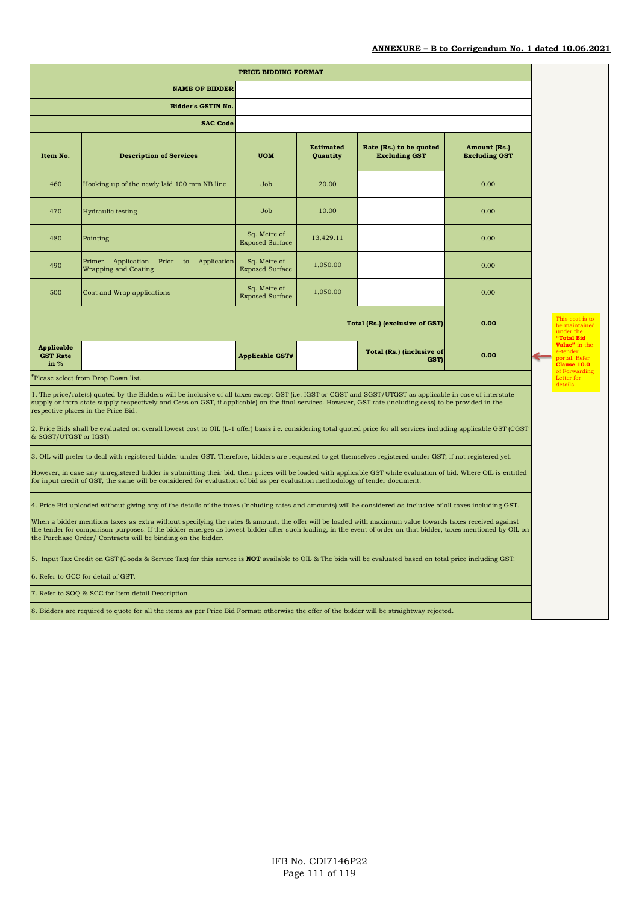**ANNEXURE – B to Corrigendum No. 1 dated 10.06.2021**

**PRICE BIDDING FORMAT**

| | | | | | |
|---|---|---|---|---|---|
| | **NAME OF BIDDER** | | | | |
| | **Bidder's GSTIN No.** | | | | |
| | **SAC Code** | | | | |
| **Item No.** | **Description of Services** | **UOM** | **Estimated Quantity** | **Rate (Rs.) to be quoted Excluding GST** | **Amount (Rs.) Excluding GST** |
| 460 | Hooking up of the newly laid 100 mm NB line | Job | 20.00 | | 0.00 |
| 470 | Hydraulic testing | Job | 10.00 | | 0.00 |
| 480 | Painting | Sq. Metre of Exposed Surface | 13,429.11 | | 0.00 |
| 490 | Primer Application Prior to Application Wrapping and Coating | Sq. Metre of Exposed Surface | 1,050.00 | | 0.00 |
| 500 | Coat and Wrap applications | Sq. Metre of Exposed Surface | 1,050.00 | | 0.00 |
| | | | | **Total (Rs.) (exclusive of GST)** | **0.00** |
| **Applicable GST Rate in %** | | **Applicable GST#** | | **Total (Rs.) (inclusive of GST)** | **0.00** |

This cost is to be maintained under the **"Total Bid Value"** in the e-tender portal. Refer **Clause 10.0** of Forwarding Letter for details.

#Please select from Drop Down list.

1. The price/rate(s) quoted by the Bidders will be inclusive of all taxes except GST (i.e. IGST or CGST and SGST/UTGST as applicable in case of interstate supply or intra state supply respectively and Cess on GST, if applicable) on the final services. However, GST rate (including cess) to be provided in the respective places in the Price Bid.

2. Price Bids shall be evaluated on overall lowest cost to OIL (L-1 offer) basis i.e. considering total quoted price for all services including applicable GST (CGST & SGST/UTGST or IGST)

3. OIL will prefer to deal with registered bidder under GST. Therefore, bidders are requested to get themselves registered under GST, if not registered yet.

However, in case any unregistered bidder is submitting their bid, their prices will be loaded with applicable GST while evaluation of bid. Where OIL is entitled for input credit of GST, the same will be considered for evaluation of bid as per evaluation methodology of tender document.

4. Price Bid uploaded without giving any of the details of the taxes (Including rates and amounts) will be considered as inclusive of all taxes including GST.

When a bidder mentions taxes as extra without specifying the rates & amount, the offer will be loaded with maximum value towards taxes received against the tender for comparison purposes. If the bidder emerges as lowest bidder after such loading, in the event of order on that bidder, taxes mentioned by OIL on the Purchase Order/ Contracts will be binding on the bidder.

5. Input Tax Credit on GST (Goods & Service Tax) for this service is **NOT** available to OIL & The bids will be evaluated based on total price including GST.

6. Refer to GCC for detail of GST.

7. Refer to SOQ & SCC for Item detail Description.

8. Bidders are required to quote for all the items as per Price Bid Format; otherwise the offer of the bidder will be straightway rejected.